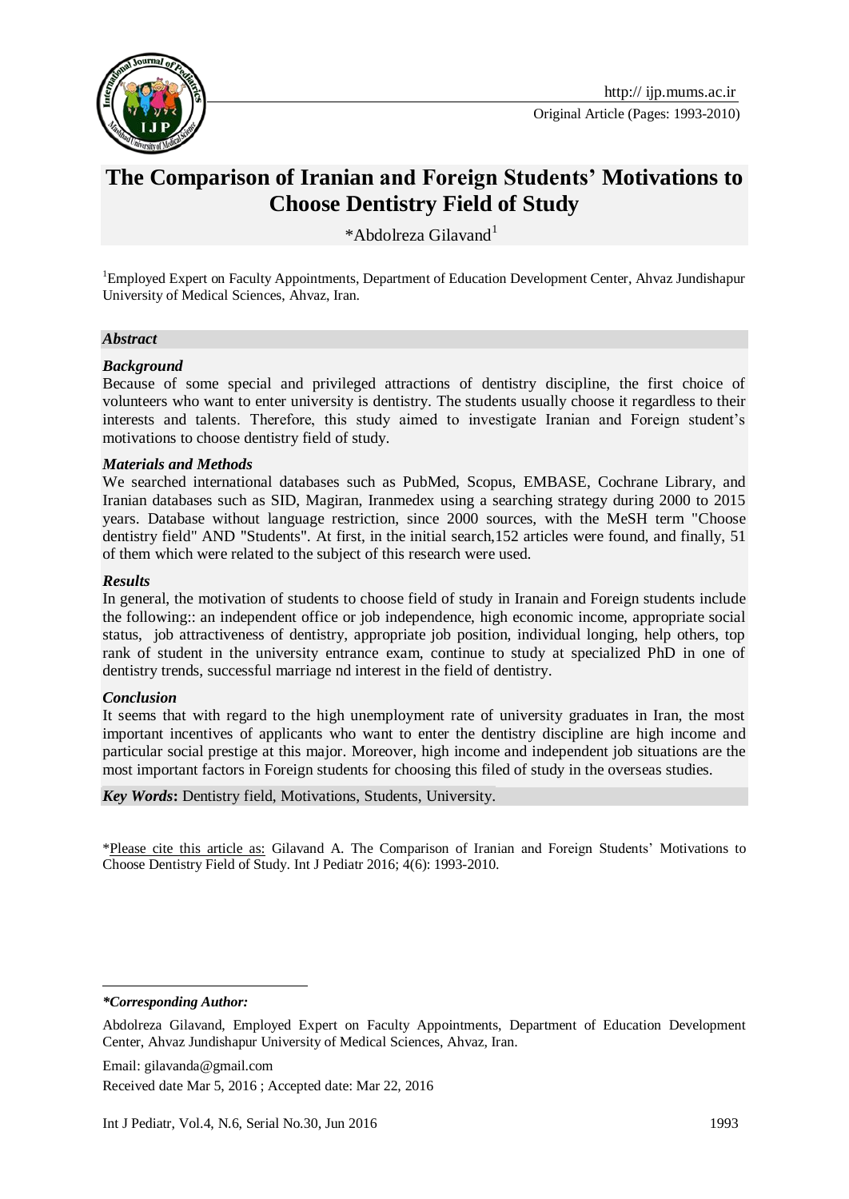# The Comparison of Iranian and Foreign Students' Motivations to Choose Dentistry Field of Study

*Abdolreza Gilavand[1]

[1]Employed Expert on Faculty Appointments, Department of Education Development Center, Ahvaz Jundishapur University of Medical Sciences, Ahvaz, Iran.

### *Abstract*

#### *Background*

Because of some special and privileged attractions of dentistry discipline, the first choice of volunteers who want to enter university is dentistry. The students usually choose it regardless to their interests and talents. Therefore, this study aimed to investigate Iranian and Foreign student's motivations to choose dentistry field of study.

#### *Materials and Methods*

We searched international databases such as PubMed, Scopus, EMBASE, Cochrane Library, and Iranian databases such as SID, Magiran, Iranmedex using a searching strategy during 2000 to 2015 years. Database without language restriction, since 2000 sources, with the MeSH term "Choose dentistry field" AND "Students". At first, in the initial search,152 articles were found, and finally, 51 of them which were related to the subject of this research were used.

#### *Results*

In general, the motivation of students to choose field of study in Iranain and Foreign students include the following:: an independent office or job independence, high economic income, appropriate social status, job attractiveness of dentistry, appropriate job position, individual longing, help others, top rank of student in the university entrance exam, continue to study at specialized PhD in one of dentistry trends, successful marriage nd interest in the field of dentistry.

#### *Conclusion*

It seems that with regard to the high unemployment rate of university graduates in Iran, the most important incentives of applicants who want to enter the dentistry discipline are high income and particular social prestige at this major. Moreover, high income and independent job situations are the most important factors in Foreign students for choosing this filed of study in the overseas studies.

***Key Words*:** Dentistry field, Motivations, Students, University.

*Please cite this article as: Gilavand A. The Comparison of Iranian and Foreign Students' Motivations to Choose Dentistry Field of Study. Int J Pediatr 2016; 4(6): 1993-2010.

---

***Corresponding Author:***

Abdolreza Gilavand, Employed Expert on Faculty Appointments, Department of Education Development Center, Ahvaz Jundishapur University of Medical Sciences, Ahvaz, Iran.

Email: gilavanda@gmail.com

Received date Mar 5, 2016 ; Accepted date: Mar 22, 2016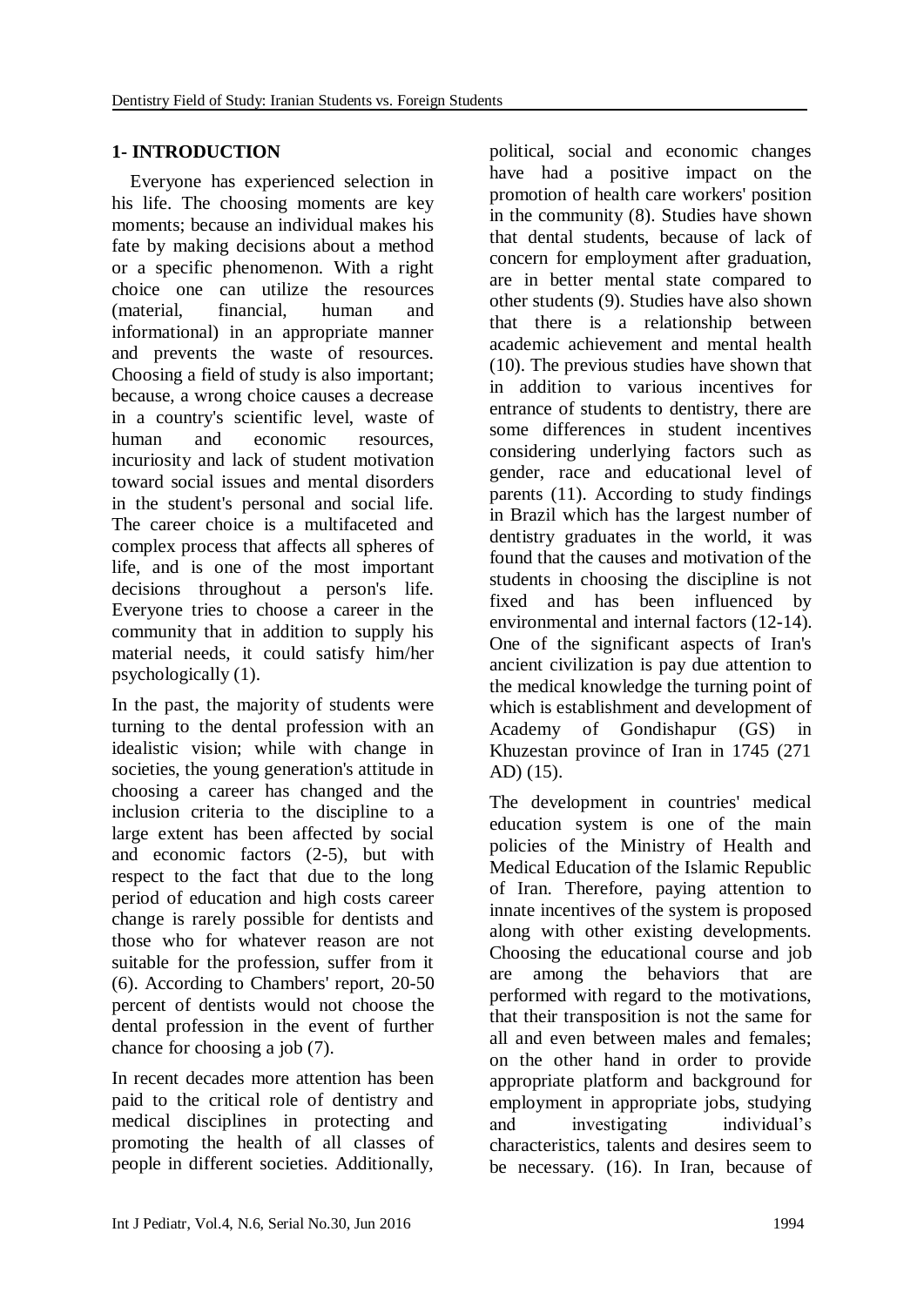## 1- INTRODUCTION

Everyone has experienced selection in his life. The choosing moments are key moments; because an individual makes his fate by making decisions about a method or a specific phenomenon. With a right choice one can utilize the resources (material, financial, human and informational) in an appropriate manner and prevents the waste of resources. Choosing a field of study is also important; because, a wrong choice causes a decrease in a country's scientific level, waste of human and economic resources, incuriosity and lack of student motivation toward social issues and mental disorders in the student's personal and social life. The career choice is a multifaceted and complex process that affects all spheres of life, and is one of the most important decisions throughout a person's life. Everyone tries to choose a career in the community that in addition to supply his material needs, it could satisfy him/her psychologically (1).

In the past, the majority of students were turning to the dental profession with an idealistic vision; while with change in societies, the young generation's attitude in choosing a career has changed and the inclusion criteria to the discipline to a large extent has been affected by social and economic factors (2-5), but with respect to the fact that due to the long period of education and high costs career change is rarely possible for dentists and those who for whatever reason are not suitable for the profession, suffer from it (6). According to Chambers' report, 20-50 percent of dentists would not choose the dental profession in the event of further chance for choosing a job (7).

In recent decades more attention has been paid to the critical role of dentistry and medical disciplines in protecting and promoting the health of all classes of people in different societies. Additionally, political, social and economic changes have had a positive impact on the promotion of health care workers' position in the community (8). Studies have shown that dental students, because of lack of concern for employment after graduation, are in better mental state compared to other students (9). Studies have also shown that there is a relationship between academic achievement and mental health (10). The previous studies have shown that in addition to various incentives for entrance of students to dentistry, there are some differences in student incentives considering underlying factors such as gender, race and educational level of parents (11). According to study findings in Brazil which has the largest number of dentistry graduates in the world, it was found that the causes and motivation of the students in choosing the discipline is not fixed and has been influenced by environmental and internal factors (12-14). One of the significant aspects of Iran's ancient civilization is pay due attention to the medical knowledge the turning point of which is establishment and development of Academy of Gondishapur (GS) in Khuzestan province of Iran in 1745 (271 AD) (15).

The development in countries' medical education system is one of the main policies of the Ministry of Health and Medical Education of the Islamic Republic of Iran. Therefore, paying attention to innate incentives of the system is proposed along with other existing developments. Choosing the educational course and job are among the behaviors that are performed with regard to the motivations, that their transposition is not the same for all and even between males and females; on the other hand in order to provide appropriate platform and background for employment in appropriate jobs, studying and investigating individual's characteristics, talents and desires seem to be necessary. (16). In Iran, because of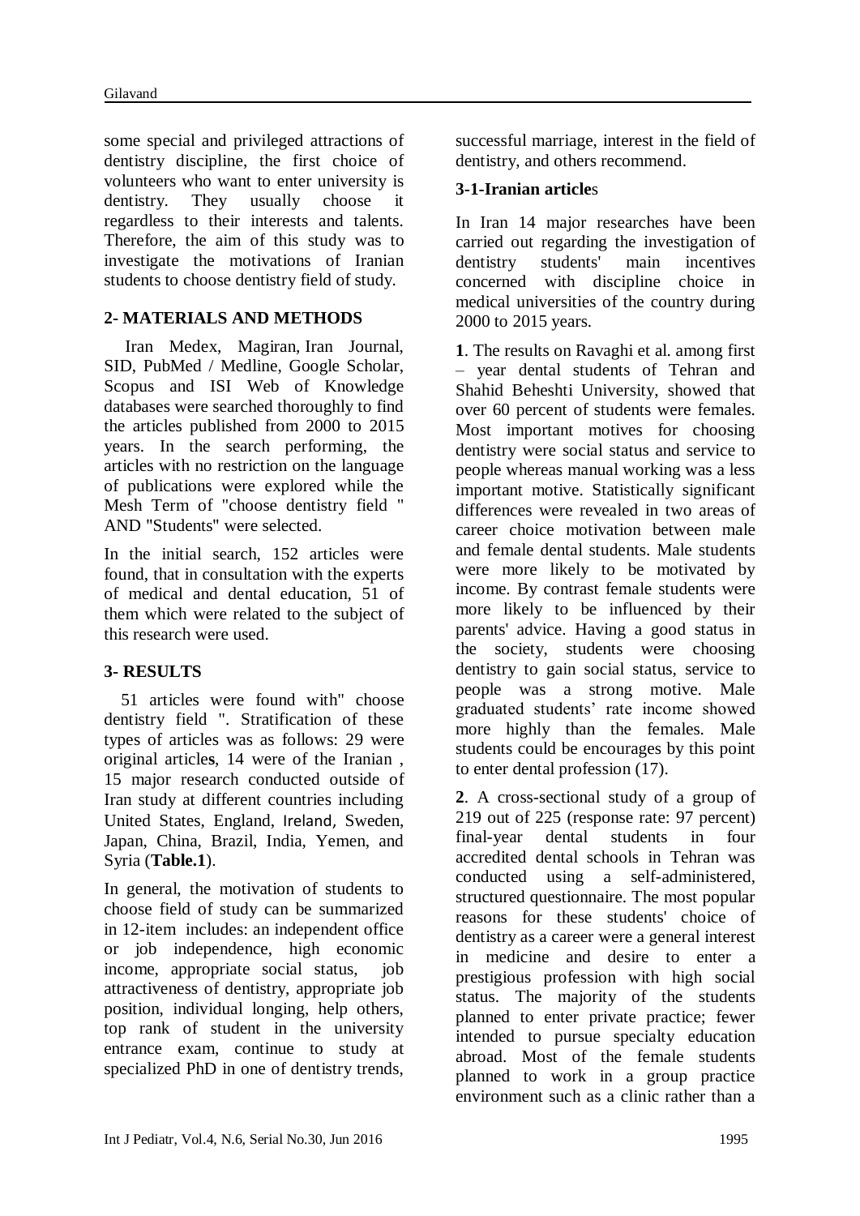some special and privileged attractions of dentistry discipline, the first choice of volunteers who want to enter university is dentistry. They usually choose it regardless to their interests and talents. Therefore, the aim of this study was to investigate the motivations of Iranian students to choose dentistry field of study.

## 2- MATERIALS AND METHODS

Iran Medex, Magiran, Iran Journal, SID, PubMed / Medline, Google Scholar, Scopus and ISI Web of Knowledge databases were searched thoroughly to find the articles published from 2000 to 2015 years. In the search performing, the articles with no restriction on the language of publications were explored while the Mesh Term of "choose dentistry field " AND "Students" were selected.

In the initial search, 152 articles were found, that in consultation with the experts of medical and dental education, 51 of them which were related to the subject of this research were used.

## 3- RESULTS

51 articles were found with" choose dentistry field ". Stratification of these types of articles was as follows: 29 were original article**s**, 14 were of the Iranian , 15 major research conducted outside of Iran study at different countries including United States, England, Ireland, Sweden, Japan, China, Brazil, India, Yemen, and Syria (**Table.1**).

In general, the motivation of students to choose field of study can be summarized in 12-item includes: an independent office or job independence, high economic income, appropriate social status, job attractiveness of dentistry, appropriate job position, individual longing, help others, top rank of student in the university entrance exam, continue to study at specialized PhD in one of dentistry trends, successful marriage, interest in the field of dentistry, and others recommend.

### 3-1-Iranian article**s**

In Iran 14 major researches have been carried out regarding the investigation of dentistry students' main incentives concerned with discipline choice in medical universities of the country during 2000 to 2015 years.

**1**. The results on Ravaghi et al. among first – year dental students of Tehran and Shahid Beheshti University, showed that over 60 percent of students were females. Most important motives for choosing dentistry were social status and service to people whereas manual working was a less important motive. Statistically significant differences were revealed in two areas of career choice motivation between male and female dental students. Male students were more likely to be motivated by income. By contrast female students were more likely to be influenced by their parents' advice. Having a good status in the society, students were choosing dentistry to gain social status, service to people was a strong motive. Male graduated students' rate income showed more highly than the females. Male students could be encourages by this point to enter dental profession (17).

**2**. A cross-sectional study of a group of 219 out of 225 (response rate: 97 percent) final-year dental students in four accredited dental schools in Tehran was conducted using a self-administered, structured questionnaire. The most popular reasons for these students' choice of dentistry as a career were a general interest in medicine and desire to enter a prestigious profession with high social status. The majority of the students planned to enter private practice; fewer intended to pursue specialty education abroad. Most of the female students planned to work in a group practice environment such as a clinic rather than a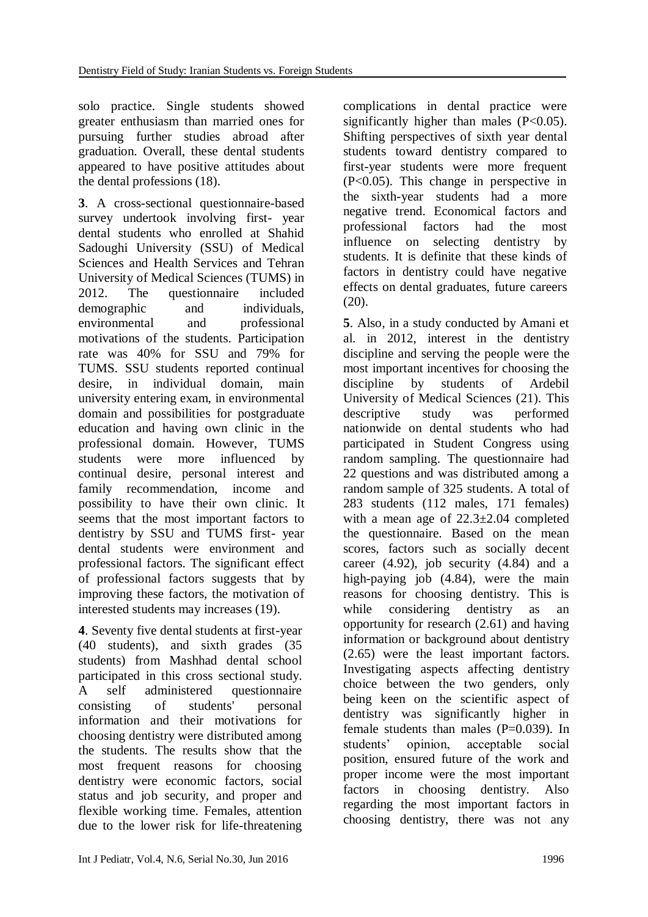solo practice. Single students showed greater enthusiasm than married ones for pursuing further studies abroad after graduation. Overall, these dental students appeared to have positive attitudes about the dental professions (18).

**3**. A cross-sectional questionnaire-based survey undertook involving first- year dental students who enrolled at Shahid Sadoughi University (SSU) of Medical Sciences and Health Services and Tehran University of Medical Sciences (TUMS) in 2012. The questionnaire included demographic and individuals, environmental and professional motivations of the students. Participation rate was 40% for SSU and 79% for TUMS. SSU students reported continual desire, in individual domain, main university entering exam, in environmental domain and possibilities for postgraduate education and having own clinic in the professional domain. However, TUMS students were more influenced by continual desire, personal interest and family recommendation, income and possibility to have their own clinic. It seems that the most important factors to dentistry by SSU and TUMS first- year dental students were environment and professional factors. The significant effect of professional factors suggests that by improving these factors, the motivation of interested students may increases (19).

**4**. Seventy five dental students at first-year (40 students), and sixth grades (35 students) from Mashhad dental school participated in this cross sectional study. A self administered questionnaire consisting of students' personal information and their motivations for choosing dentistry were distributed among the students. The results show that the most frequent reasons for choosing dentistry were economic factors, social status and job security, and proper and flexible working time. Females, attention due to the lower risk for life-threatening complications in dental practice were significantly higher than males ($P<0.05$). Shifting perspectives of sixth year dental students toward dentistry compared to first-year students were more frequent ($P<0.05$). This change in perspective in the sixth-year students had a more negative trend. Economical factors and professional factors had the most influence on selecting dentistry by students. It is definite that these kinds of factors in dentistry could have negative effects on dental graduates, future careers (20).

**5**. Also, in a study conducted by Amani et al. in 2012, interest in the dentistry discipline and serving the people were the most important incentives for choosing the discipline by students of Ardebil University of Medical Sciences (21). This descriptive study was performed nationwide on dental students who had participated in Student Congress using random sampling. The questionnaire had 22 questions and was distributed among a random sample of 325 students. A total of 283 students (112 males, 171 females) with a mean age of $22.3\pm2.04$ completed the questionnaire. Based on the mean scores, factors such as socially decent career (4.92), job security (4.84) and a high-paying job (4.84), were the main reasons for choosing dentistry. This is while considering dentistry as an opportunity for research (2.61) and having information or background about dentistry (2.65) were the least important factors. Investigating aspects affecting dentistry choice between the two genders, only being keen on the scientific aspect of dentistry was significantly higher in female students than males ($P=0.039$). In students' opinion, acceptable social position, ensured future of the work and proper income were the most important factors in choosing dentistry. Also regarding the most important factors in choosing dentistry, there was not any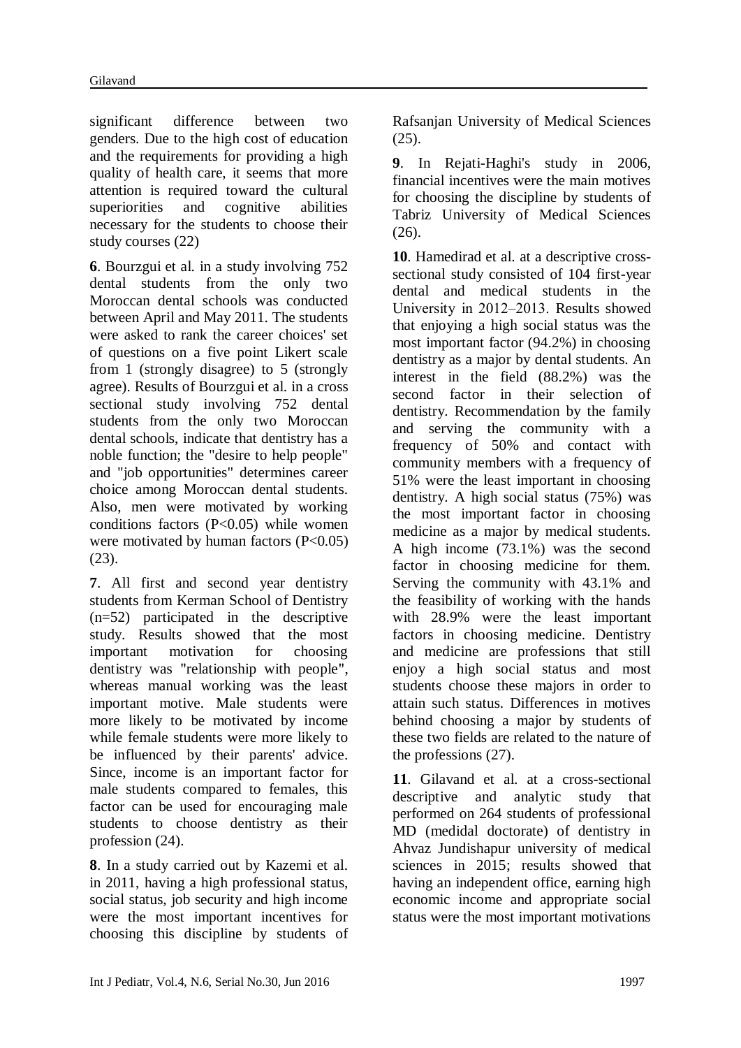significant difference between two genders. Due to the high cost of education and the requirements for providing a high quality of health care, it seems that more attention is required toward the cultural superiorities and cognitive abilities necessary for the students to choose their study courses (22)

**6**. Bourzgui et al. in a study involving 752 dental students from the only two Moroccan dental schools was conducted between April and May 2011. The students were asked to rank the career choices' set of questions on a five point Likert scale from 1 (strongly disagree) to 5 (strongly agree). Results of Bourzgui et al. in a cross sectional study involving 752 dental students from the only two Moroccan dental schools, indicate that dentistry has a noble function; the "desire to help people" and "job opportunities" determines career choice among Moroccan dental students. Also, men were motivated by working conditions factors ($P<0.05$) while women were motivated by human factors ($P<0.05$) (23).

**7**. All first and second year dentistry students from Kerman School of Dentistry (n=52) participated in the descriptive study. Results showed that the most important motivation for choosing dentistry was "relationship with people", whereas manual working was the least important motive. Male students were more likely to be motivated by income while female students were more likely to be influenced by their parents' advice. Since, income is an important factor for male students compared to females, this factor can be used for encouraging male students to choose dentistry as their profession (24).

**8**. In a study carried out by Kazemi et al. in 2011, having a high professional status, social status, job security and high income were the most important incentives for choosing this discipline by students of Rafsanjan University of Medical Sciences (25).

**9**. In Rejati-Haghi's study in 2006, financial incentives were the main motives for choosing the discipline by students of Tabriz University of Medical Sciences (26).

**10**. Hamedirad et al. at a descriptive cross-sectional study consisted of 104 first-year dental and medical students in the University in 2012–2013. Results showed that enjoying a high social status was the most important factor (94.2%) in choosing dentistry as a major by dental students. An interest in the field (88.2%) was the second factor in their selection of dentistry. Recommendation by the family and serving the community with a frequency of 50% and contact with community members with a frequency of 51% were the least important in choosing dentistry. A high social status (75%) was the most important factor in choosing medicine as a major by medical students. A high income (73.1%) was the second factor in choosing medicine for them. Serving the community with 43.1% and the feasibility of working with the hands with 28.9% were the least important factors in choosing medicine. Dentistry and medicine are professions that still enjoy a high social status and most students choose these majors in order to attain such status. Differences in motives behind choosing a major by students of these two fields are related to the nature of the professions (27).

**11**. Gilavand et al. at a cross-sectional descriptive and analytic study that performed on 264 students of professional MD (medidal doctorate) of dentistry in Ahvaz Jundishapur university of medical sciences in 2015; results showed that having an independent office, earning high economic income and appropriate social status were the most important motivations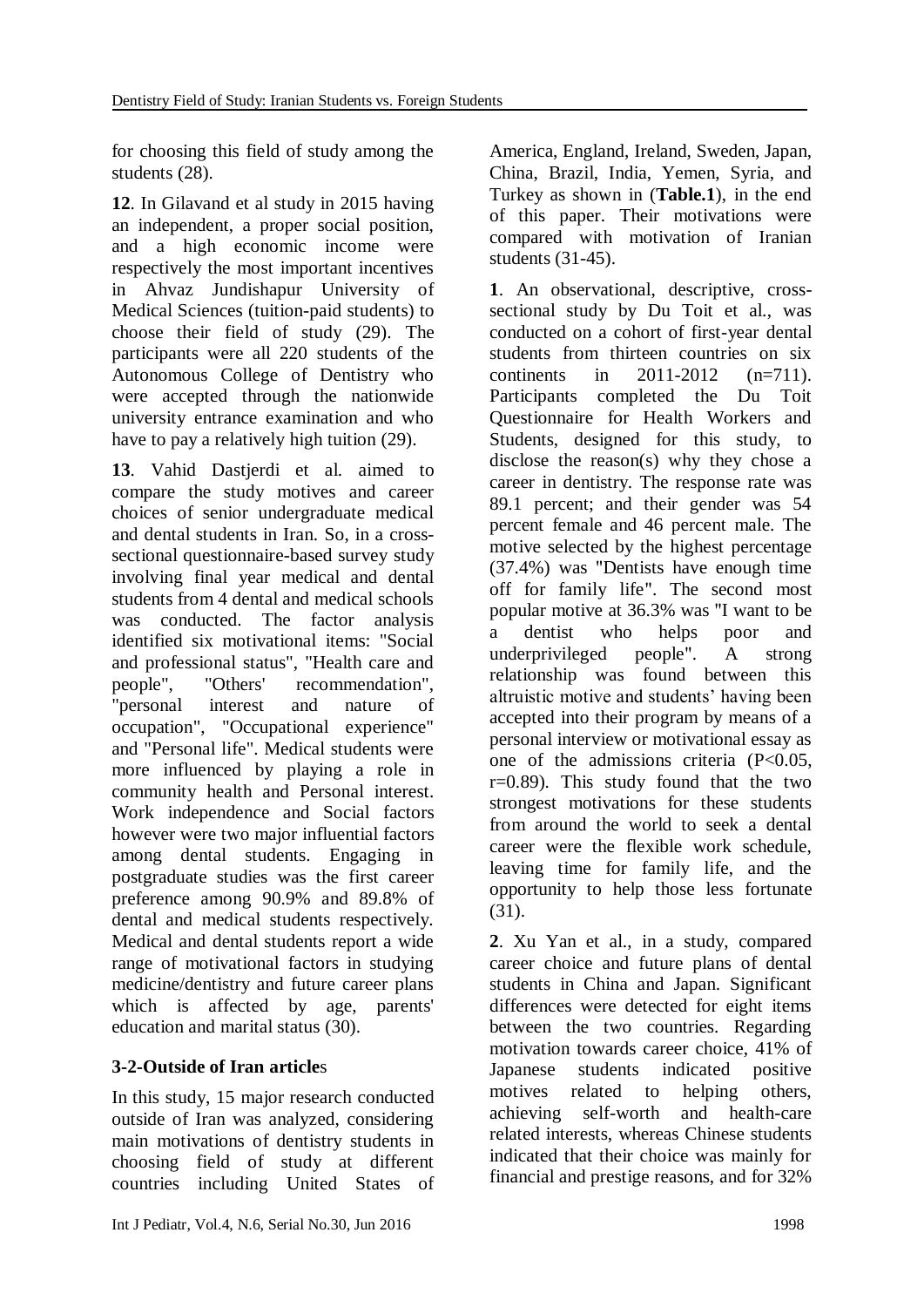for choosing this field of study among the students (28).

**12**. In Gilavand et al study in 2015 having an independent, a proper social position, and a high economic income were respectively the most important incentives in Ahvaz Jundishapur University of Medical Sciences (tuition-paid students) to choose their field of study (29). The participants were all 220 students of the Autonomous College of Dentistry who were accepted through the nationwide university entrance examination and who have to pay a relatively high tuition (29).

**13**. Vahid Dastjerdi et al. aimed to compare the study motives and career choices of senior undergraduate medical and dental students in Iran. So, in a cross-sectional questionnaire-based survey study involving final year medical and dental students from 4 dental and medical schools was conducted. The factor analysis identified six motivational items: "Social and professional status", "Health care and people", "Others' recommendation", "personal interest and nature of occupation", "Occupational experience" and "Personal life". Medical students were more influenced by playing a role in community health and Personal interest. Work independence and Social factors however were two major influential factors among dental students. Engaging in postgraduate studies was the first career preference among 90.9% and 89.8% of dental and medical students respectively. Medical and dental students report a wide range of motivational factors in studying medicine/dentistry and future career plans which is affected by age, parents' education and marital status (30).

### 3-2-Outside of Iran articles

In this study, 15 major research conducted outside of Iran was analyzed, considering main motivations of dentistry students in choosing field of study at different countries including United States of America, England, Ireland, Sweden, Japan, China, Brazil, India, Yemen, Syria, and Turkey as shown in (**Table.1**), in the end of this paper. Their motivations were compared with motivation of Iranian students (31-45).

**1**. An observational, descriptive, cross-sectional study by Du Toit et al., was conducted on a cohort of first-year dental students from thirteen countries on six continents in 2011-2012 (n=711). Participants completed the Du Toit Questionnaire for Health Workers and Students, designed for this study, to disclose the reason(s) why they chose a career in dentistry. The response rate was 89.1 percent; and their gender was 54 percent female and 46 percent male. The motive selected by the highest percentage (37.4%) was "Dentists have enough time off for family life". The second most popular motive at 36.3% was "I want to be a dentist who helps poor and underprivileged people". A strong relationship was found between this altruistic motive and students' having been accepted into their program by means of a personal interview or motivational essay as one of the admissions criteria ($P<0.05$, $r=0.89$). This study found that the two strongest motivations for these students from around the world to seek a dental career were the flexible work schedule, leaving time for family life, and the opportunity to help those less fortunate (31).

**2**. Xu Yan et al., in a study, compared career choice and future plans of dental students in China and Japan. Significant differences were detected for eight items between the two countries. Regarding motivation towards career choice, 41% of Japanese students indicated positive motives related to helping others, achieving self-worth and health-care related interests, whereas Chinese students indicated that their choice was mainly for financial and prestige reasons, and for 32%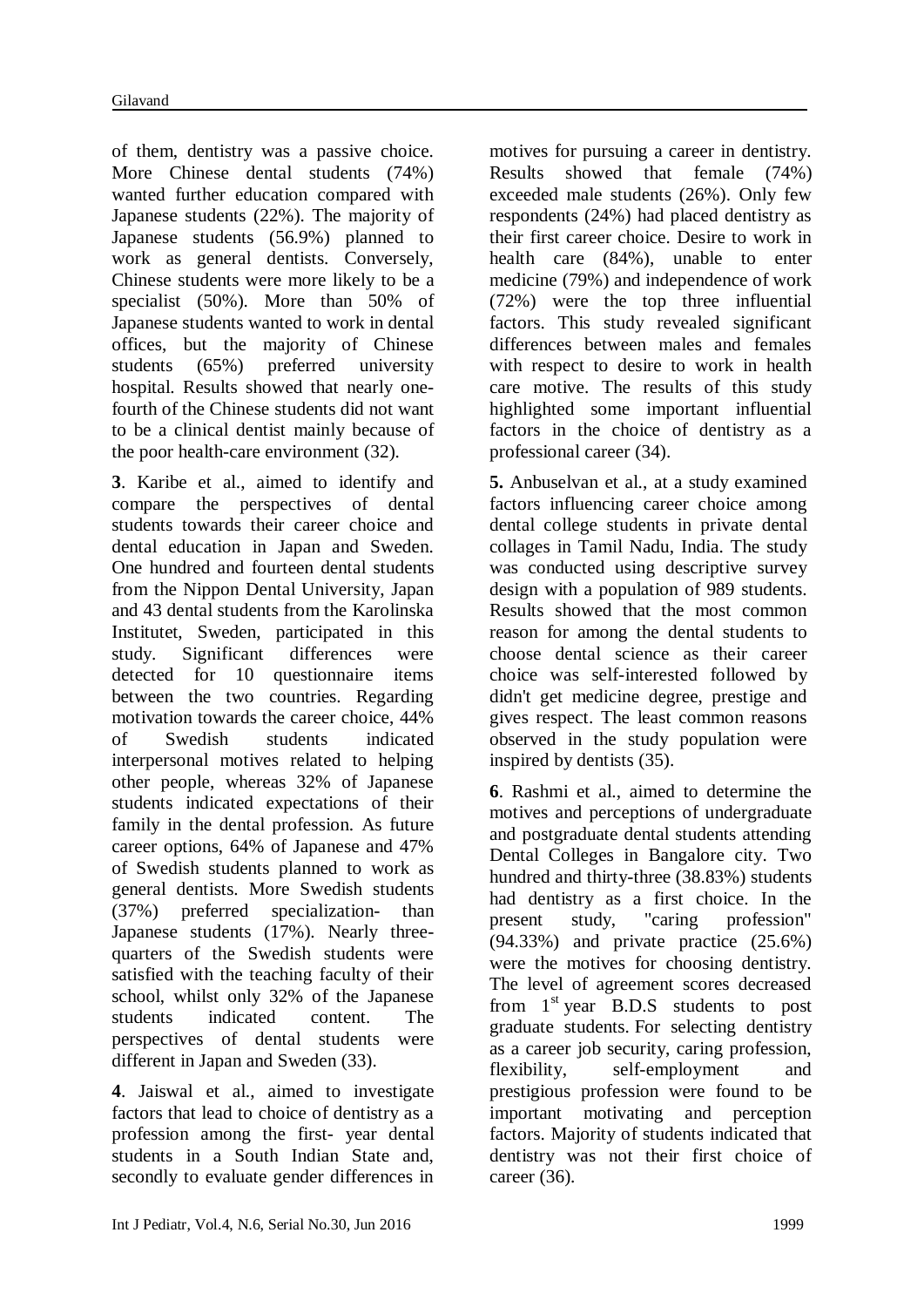of them, dentistry was a passive choice. More Chinese dental students (74%) wanted further education compared with Japanese students (22%). The majority of Japanese students (56.9%) planned to work as general dentists. Conversely, Chinese students were more likely to be a specialist (50%). More than 50% of Japanese students wanted to work in dental offices, but the majority of Chinese students (65%) preferred university hospital. Results showed that nearly one-fourth of the Chinese students did not want to be a clinical dentist mainly because of the poor health-care environment (32).

**3**. Karibe et al., aimed to identify and compare the perspectives of dental students towards their career choice and dental education in Japan and Sweden. One hundred and fourteen dental students from the Nippon Dental University, Japan and 43 dental students from the Karolinska Institutet, Sweden, participated in this study. Significant differences were detected for 10 questionnaire items between the two countries. Regarding motivation towards the career choice, 44% of Swedish students indicated interpersonal motives related to helping other people, whereas 32% of Japanese students indicated expectations of their family in the dental profession. As future career options, 64% of Japanese and 47% of Swedish students planned to work as general dentists. More Swedish students (37%) preferred specialization- than Japanese students (17%). Nearly three-quarters of the Swedish students were satisfied with the teaching faculty of their school, whilst only 32% of the Japanese students indicated content. The perspectives of dental students were different in Japan and Sweden (33).

**4**. Jaiswal et al., aimed to investigate factors that lead to choice of dentistry as a profession among the first- year dental students in a South Indian State and, secondly to evaluate gender differences in motives for pursuing a career in dentistry. Results showed that female (74%) exceeded male students (26%). Only few respondents (24%) had placed dentistry as their first career choice. Desire to work in health care (84%), unable to enter medicine (79%) and independence of work (72%) were the top three influential factors. This study revealed significant differences between males and females with respect to desire to work in health care motive. The results of this study highlighted some important influential factors in the choice of dentistry as a professional career (34).

**5.** Anbuselvan et al., at a study examined factors influencing career choice among dental college students in private dental collages in Tamil Nadu, India. The study was conducted using descriptive survey design with a population of 989 students. Results showed that the most common reason for among the dental students to choose dental science as their career choice was self-interested followed by didn't get medicine degree, prestige and gives respect. The least common reasons observed in the study population were inspired by dentists (35).

**6**. Rashmi et al., aimed to determine the motives and perceptions of undergraduate and postgraduate dental students attending Dental Colleges in Bangalore city. Two hundred and thirty-three (38.83%) students had dentistry as a first choice. In the present study, "caring profession" (94.33%) and private practice (25.6%) were the motives for choosing dentistry. The level of agreement scores decreased from 1st year B.D.S students to post graduate students. For selecting dentistry as a career job security, caring profession, flexibility, self-employment and prestigious profession were found to be important motivating and perception factors. Majority of students indicated that dentistry was not their first choice of career (36).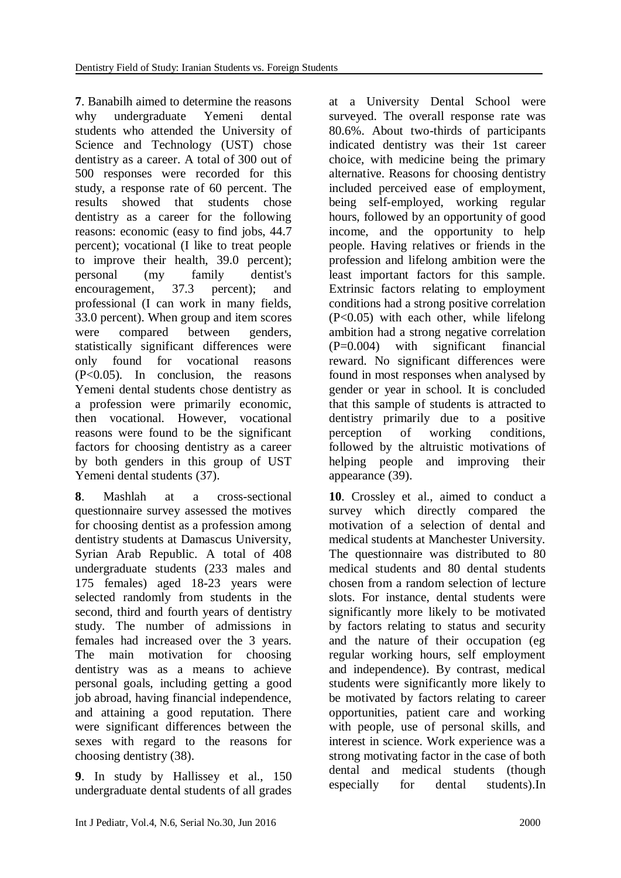**7**. Banabilh aimed to determine the reasons why undergraduate Yemeni dental students who attended the University of Science and Technology (UST) chose dentistry as a career. A total of 300 out of 500 responses were recorded for this study, a response rate of 60 percent. The results showed that students chose dentistry as a career for the following reasons: economic (easy to find jobs, 44.7 percent); vocational (I like to treat people to improve their health, 39.0 percent); personal (my family dentist's encouragement, 37.3 percent); and professional (I can work in many fields, 33.0 percent). When group and item scores were compared between genders, statistically significant differences were only found for vocational reasons ($P<0.05$). In conclusion, the reasons Yemeni dental students chose dentistry as a profession were primarily economic, then vocational. However, vocational reasons were found to be the significant factors for choosing dentistry as a career by both genders in this group of UST Yemeni dental students (37).

**8**. Mashlah at a cross-sectional questionnaire survey assessed the motives for choosing dentist as a profession among dentistry students at Damascus University, Syrian Arab Republic. A total of 408 undergraduate students (233 males and 175 females) aged 18-23 years were selected randomly from students in the second, third and fourth years of dentistry study. The number of admissions in females had increased over the 3 years. The main motivation for choosing dentistry was as a means to achieve personal goals, including getting a good job abroad, having financial independence, and attaining a good reputation. There were significant differences between the sexes with regard to the reasons for choosing dentistry (38).

**9**. In study by Hallissey et al., 150 undergraduate dental students of all grades at a University Dental School were surveyed. The overall response rate was 80.6%. About two-thirds of participants indicated dentistry was their 1st career choice, with medicine being the primary alternative. Reasons for choosing dentistry included perceived ease of employment, being self-employed, working regular hours, followed by an opportunity of good income, and the opportunity to help people. Having relatives or friends in the profession and lifelong ambition were the least important factors for this sample. Extrinsic factors relating to employment conditions had a strong positive correlation ($P<0.05$) with each other, while lifelong ambition had a strong negative correlation ($P=0.004$) with significant financial reward. No significant differences were found in most responses when analysed by gender or year in school. It is concluded that this sample of students is attracted to dentistry primarily due to a positive perception of working conditions, followed by the altruistic motivations of helping people and improving their appearance (39).

**10**. Crossley et al., aimed to conduct a survey which directly compared the motivation of a selection of dental and medical students at Manchester University. The questionnaire was distributed to 80 medical students and 80 dental students chosen from a random selection of lecture slots. For instance, dental students were significantly more likely to be motivated by factors relating to status and security and the nature of their occupation (eg regular working hours, self employment and independence). By contrast, medical students were significantly more likely to be motivated by factors relating to career opportunities, patient care and working with people, use of personal skills, and interest in science. Work experience was a strong motivating factor in the case of both dental and medical students (though especially for dental students).In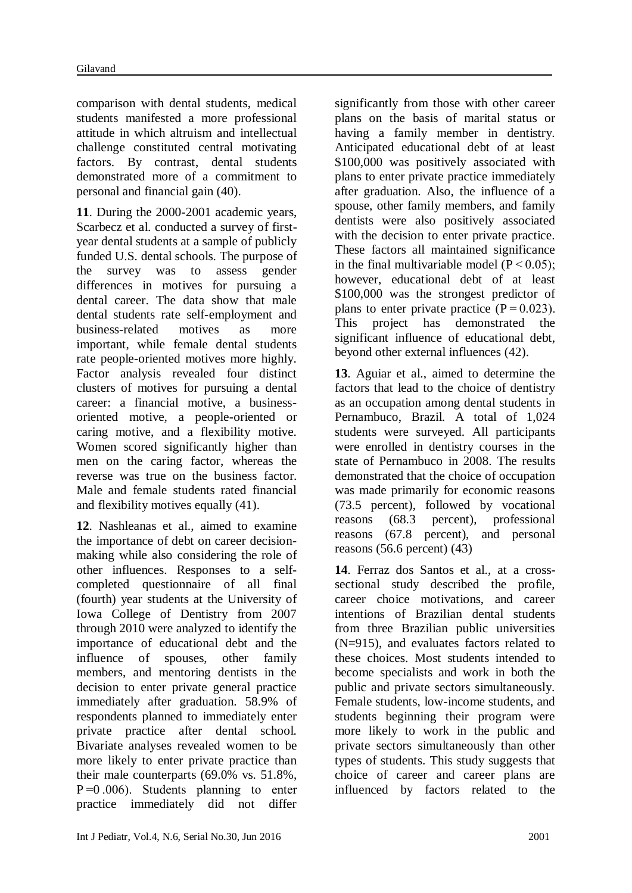comparison with dental students, medical students manifested a more professional attitude in which altruism and intellectual challenge constituted central motivating factors. By contrast, dental students demonstrated more of a commitment to personal and financial gain (40).

**11**. During the 2000-2001 academic years, Scarbecz et al. conducted a survey of first-year dental students at a sample of publicly funded U.S. dental schools. The purpose of the survey was to assess gender differences in motives for pursuing a dental career. The data show that male dental students rate self-employment and business-related motives as more important, while female dental students rate people-oriented motives more highly. Factor analysis revealed four distinct clusters of motives for pursuing a dental career: a financial motive, a business-oriented motive, a people-oriented or caring motive, and a flexibility motive. Women scored significantly higher than men on the caring factor, whereas the reverse was true on the business factor. Male and female students rated financial and flexibility motives equally (41).

**12**. Nashleanas et al., aimed to examine the importance of debt on career decision-making while also considering the role of other influences. Responses to a self-completed questionnaire of all final (fourth) year students at the University of Iowa College of Dentistry from 2007 through 2010 were analyzed to identify the importance of educational debt and the influence of spouses, other family members, and mentoring dentists in the decision to enter private general practice immediately after graduation. 58.9% of respondents planned to immediately enter private practice after dental school. Bivariate analyses revealed women to be more likely to enter private practice than their male counterparts (69.0% vs. 51.8%, $P = 0.006$). Students planning to enter practice immediately did not differ significantly from those with other career plans on the basis of marital status or having a family member in dentistry. Anticipated educational debt of at least \$100,000 was positively associated with plans to enter private practice immediately after graduation. Also, the influence of a spouse, other family members, and family dentists were also positively associated with the decision to enter private practice. These factors all maintained significance in the final multivariable model ($P < 0.05$); however, educational debt of at least \$100,000 was the strongest predictor of plans to enter private practice ($P = 0.023$). This project has demonstrated the significant influence of educational debt, beyond other external influences (42).

**13**. Aguiar et al., aimed to determine the factors that lead to the choice of dentistry as an occupation among dental students in Pernambuco, Brazil. A total of 1,024 students were surveyed. All participants were enrolled in dentistry courses in the state of Pernambuco in 2008. The results demonstrated that the choice of occupation was made primarily for economic reasons (73.5 percent), followed by vocational reasons (68.3 percent), professional reasons (67.8 percent), and personal reasons (56.6 percent) (43)

**14**. Ferraz dos Santos et al., at a cross-sectional study described the profile, career choice motivations, and career intentions of Brazilian dental students from three Brazilian public universities (N=915), and evaluates factors related to these choices. Most students intended to become specialists and work in both the public and private sectors simultaneously. Female students, low-income students, and students beginning their program were more likely to work in the public and private sectors simultaneously than other types of students. This study suggests that choice of career and career plans are influenced by factors related to the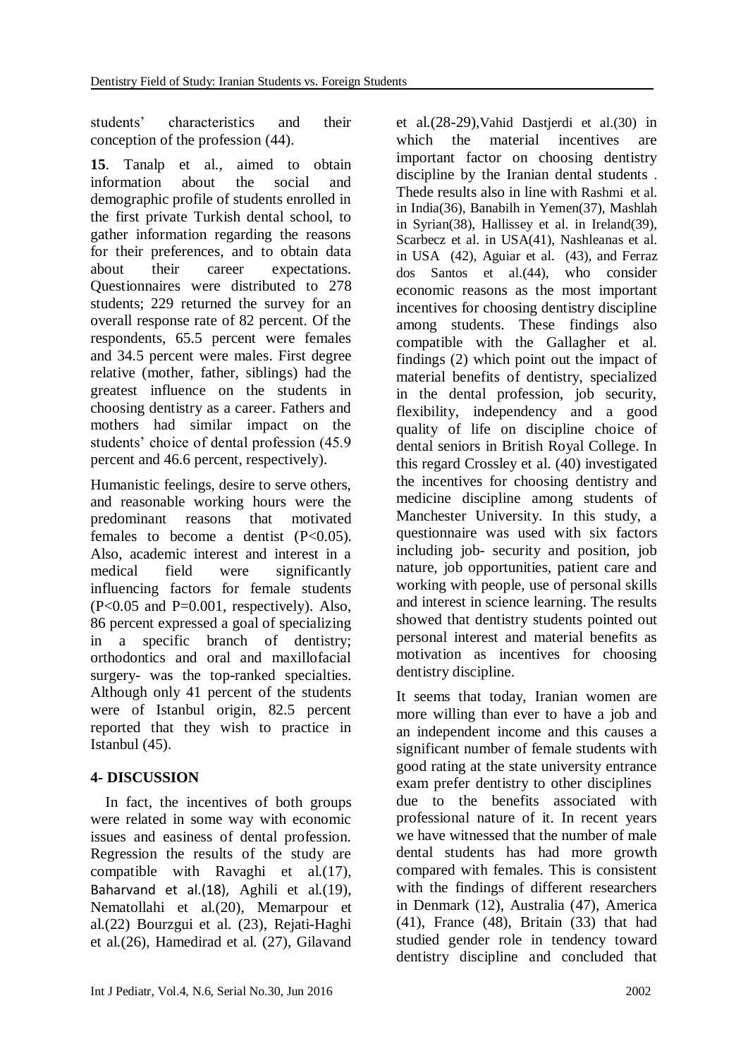students' characteristics and their conception of the profession (44).

**15**. Tanalp et al., aimed to obtain information about the social and demographic profile of students enrolled in the first private Turkish dental school, to gather information regarding the reasons for their preferences, and to obtain data about their career expectations. Questionnaires were distributed to 278 students; 229 returned the survey for an overall response rate of 82 percent. Of the respondents, 65.5 percent were females and 34.5 percent were males. First degree relative (mother, father, siblings) had the greatest influence on the students in choosing dentistry as a career. Fathers and mothers had similar impact on the students' choice of dental profession (45.9 percent and 46.6 percent, respectively).

Humanistic feelings, desire to serve others, and reasonable working hours were the predominant reasons that motivated females to become a dentist ($P<0.05$). Also, academic interest and interest in a medical field were significantly influencing factors for female students ($P<0.05$ and $P=0.001$, respectively). Also, 86 percent expressed a goal of specializing in a specific branch of dentistry; orthodontics and oral and maxillofacial surgery- was the top-ranked specialties. Although only 41 percent of the students were of Istanbul origin, 82.5 percent reported that they wish to practice in Istanbul (45).

## 4- DISCUSSION

In fact, the incentives of both groups were related in some way with economic issues and easiness of dental profession. Regression the results of the study are compatible with Ravaghi et al.(17), Baharvand et al.(18), Aghili et al.(19), Nematollahi et al.(20), Memarpour et al.(22) Bourzgui et al. (23), Rejati-Haghi et al.(26), Hamedirad et al. (27), Gilavand et al.(28-29),Vahid Dastjerdi et al.(30) in which the material incentives are important factor on choosing dentistry discipline by the Iranian dental students . Thede results also in line with Rashmi et al. in India(36), Banabilh in Yemen(37), Mashlah in Syrian(38), Hallissey et al. in Ireland(39), Scarbecz et al. in USA(41), Nashleanas et al. in USA (42), Aguiar et al. (43), and Ferraz dos Santos et al.(44), who consider economic reasons as the most important incentives for choosing dentistry discipline among students. These findings also compatible with the Gallagher et al. findings (2) which point out the impact of material benefits of dentistry, specialized in the dental profession, job security, flexibility, independency and a good quality of life on discipline choice of dental seniors in British Royal College. In this regard Crossley et al. (40) investigated the incentives for choosing dentistry and medicine discipline among students of Manchester University. In this study, a questionnaire was used with six factors including job- security and position, job nature, job opportunities, patient care and working with people, use of personal skills and interest in science learning. The results showed that dentistry students pointed out personal interest and material benefits as motivation as incentives for choosing dentistry discipline.

It seems that today, Iranian women are more willing than ever to have a job and an independent income and this causes a significant number of female students with good rating at the state university entrance exam prefer dentistry to other disciplines due to the benefits associated with professional nature of it. In recent years we have witnessed that the number of male dental students has had more growth compared with females. This is consistent with the findings of different researchers in Denmark (12), Australia (47), America (41), France (48), Britain (33) that had studied gender role in tendency toward dentistry discipline and concluded that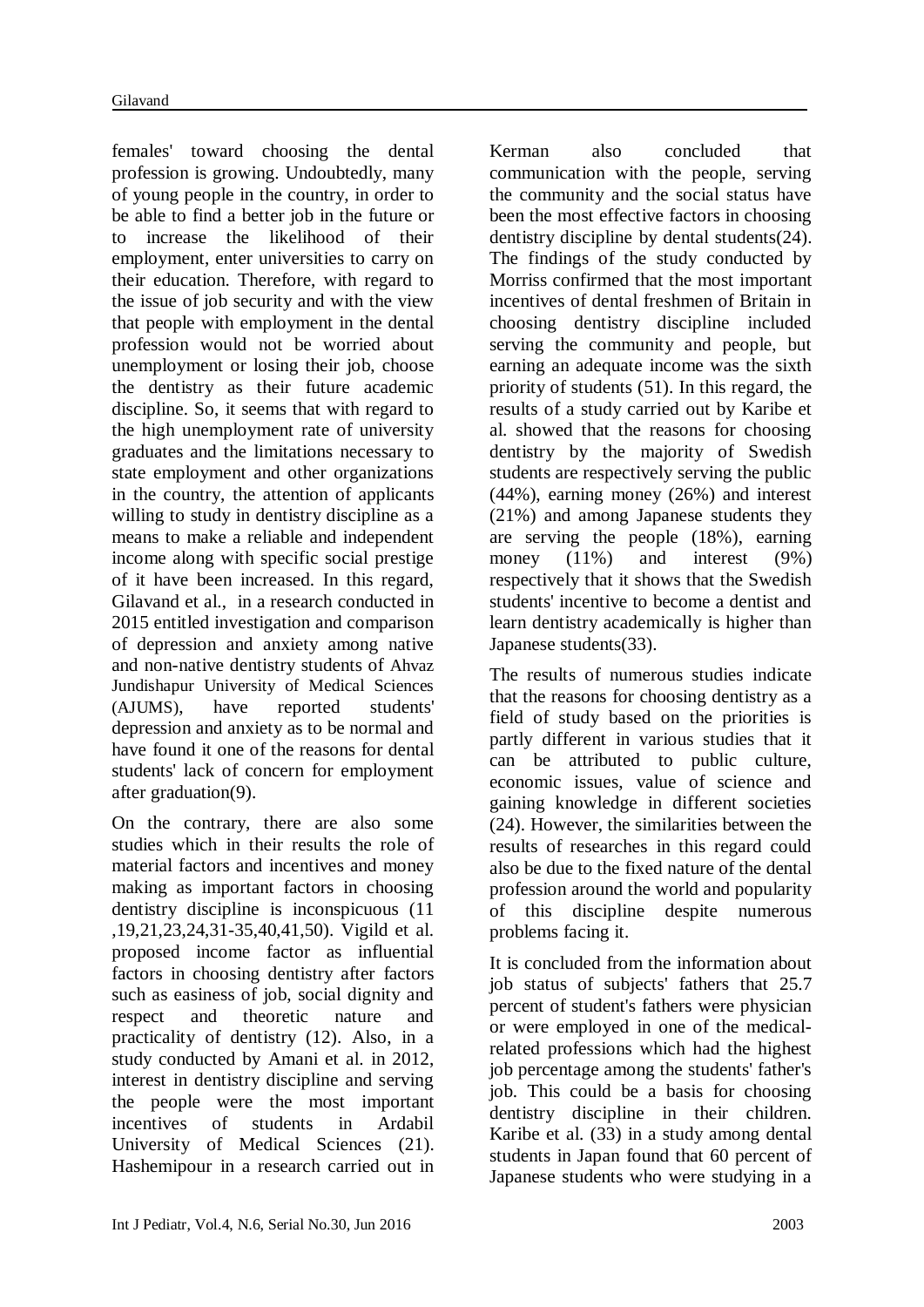females' toward choosing the dental profession is growing. Undoubtedly, many of young people in the country, in order to be able to find a better job in the future or to increase the likelihood of their employment, enter universities to carry on their education. Therefore, with regard to the issue of job security and with the view that people with employment in the dental profession would not be worried about unemployment or losing their job, choose the dentistry as their future academic discipline. So, it seems that with regard to the high unemployment rate of university graduates and the limitations necessary to state employment and other organizations in the country, the attention of applicants willing to study in dentistry discipline as a means to make a reliable and independent income along with specific social prestige of it have been increased. In this regard, Gilavand et al., in a research conducted in 2015 entitled investigation and comparison of depression and anxiety among native and non-native dentistry students of Ahvaz Jundishapur University of Medical Sciences (AJUMS), have reported students' depression and anxiety as to be normal and have found it one of the reasons for dental students' lack of concern for employment after graduation(9).

On the contrary, there are also some studies which in their results the role of material factors and incentives and money making as important factors in choosing dentistry discipline is inconspicuous (11 ,19,21,23,24,31-35,40,41,50). Vigild et al. proposed income factor as influential factors in choosing dentistry after factors such as easiness of job, social dignity and respect and theoretic nature and practicality of dentistry (12). Also, in a study conducted by Amani et al. in 2012, interest in dentistry discipline and serving the people were the most important incentives of students in Ardabil University of Medical Sciences (21). Hashemipour in a research carried out in Kerman also concluded that communication with the people, serving the community and the social status have been the most effective factors in choosing dentistry discipline by dental students(24). The findings of the study conducted by Morriss confirmed that the most important incentives of dental freshmen of Britain in choosing dentistry discipline included serving the community and people, but earning an adequate income was the sixth priority of students (51). In this regard, the results of a study carried out by Karibe et al. showed that the reasons for choosing dentistry by the majority of Swedish students are respectively serving the public (44%), earning money (26%) and interest (21%) and among Japanese students they are serving the people (18%), earning money (11%) and interest (9%) respectively that it shows that the Swedish students' incentive to become a dentist and learn dentistry academically is higher than Japanese students(33).

The results of numerous studies indicate that the reasons for choosing dentistry as a field of study based on the priorities is partly different in various studies that it can be attributed to public culture, economic issues, value of science and gaining knowledge in different societies (24). However, the similarities between the results of researches in this regard could also be due to the fixed nature of the dental profession around the world and popularity of this discipline despite numerous problems facing it.

It is concluded from the information about job status of subjects' fathers that 25.7 percent of student's fathers were physician or were employed in one of the medical-related professions which had the highest job percentage among the students' father's job. This could be a basis for choosing dentistry discipline in their children. Karibe et al. (33) in a study among dental students in Japan found that 60 percent of Japanese students who were studying in a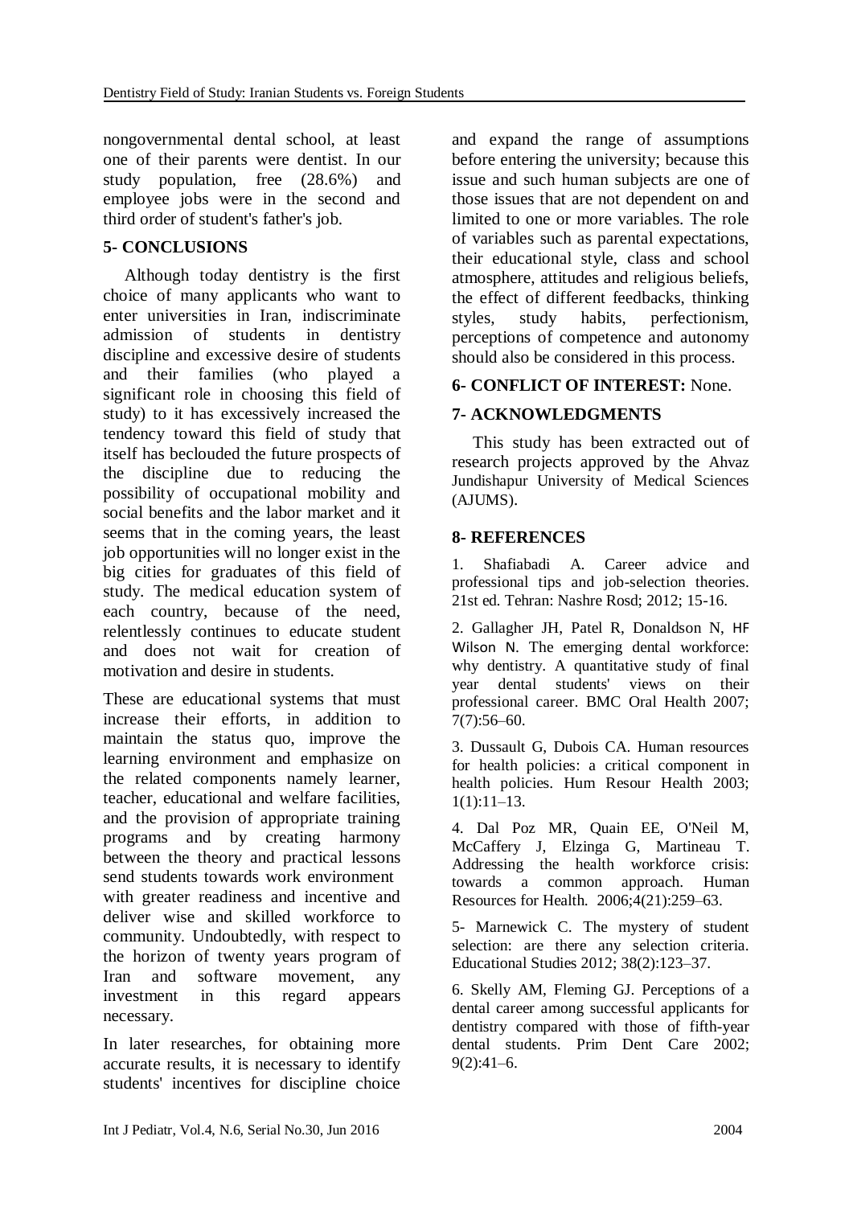nongovernmental dental school, at least one of their parents were dentist. In our study population, free (28.6%) and employee jobs were in the second and third order of student's father's job.

## 5- CONCLUSIONS

Although today dentistry is the first choice of many applicants who want to enter universities in Iran, indiscriminate admission of students in dentistry discipline and excessive desire of students and their families (who played a significant role in choosing this field of study) to it has excessively increased the tendency toward this field of study that itself has beclouded the future prospects of the discipline due to reducing the possibility of occupational mobility and social benefits and the labor market and it seems that in the coming years, the least job opportunities will no longer exist in the big cities for graduates of this field of study. The medical education system of each country, because of the need, relentlessly continues to educate student and does not wait for creation of motivation and desire in students.

These are educational systems that must increase their efforts, in addition to maintain the status quo, improve the learning environment and emphasize on the related components namely learner, teacher, educational and welfare facilities, and the provision of appropriate training programs and by creating harmony between the theory and practical lessons send students towards work environment with greater readiness and incentive and deliver wise and skilled workforce to community. Undoubtedly, with respect to the horizon of twenty years program of Iran and software movement, any investment in this regard appears necessary.

In later researches, for obtaining more accurate results, it is necessary to identify students' incentives for discipline choice and expand the range of assumptions before entering the university; because this issue and such human subjects are one of those issues that are not dependent on and limited to one or more variables. The role of variables such as parental expectations, their educational style, class and school atmosphere, attitudes and religious beliefs, the effect of different feedbacks, thinking styles, study habits, perfectionism, perceptions of competence and autonomy should also be considered in this process.

## 6- CONFLICT OF INTEREST: None.

## 7- ACKNOWLEDGMENTS

This study has been extracted out of research projects approved by the Ahvaz Jundishapur University of Medical Sciences (AJUMS).

## 8- REFERENCES

1. Shafiabadi A. Career advice and professional tips and job-selection theories. 21st ed. Tehran: Nashre Rosd; 2012; 15-16.

2. Gallagher JH, Patel R, Donaldson N, HF Wilson N. The emerging dental workforce: why dentistry. A quantitative study of final year dental students' views on their professional career. BMC Oral Health 2007; 7(7):56–60.

3. Dussault G, Dubois CA. Human resources for health policies: a critical component in health policies. Hum Resour Health 2003; 1(1):11–13.

4. Dal Poz MR, Quain EE, O'Neil M, McCaffery J, Elzinga G, Martineau T. Addressing the health workforce crisis: towards a common approach. Human Resources for Health. 2006;4(21):259–63.

5- Marnewick C. The mystery of student selection: are there any selection criteria. Educational Studies 2012; 38(2):123–37.

6. Skelly AM, Fleming GJ. Perceptions of a dental career among successful applicants for dentistry compared with those of fifth-year dental students. Prim Dent Care 2002; 9(2):41–6.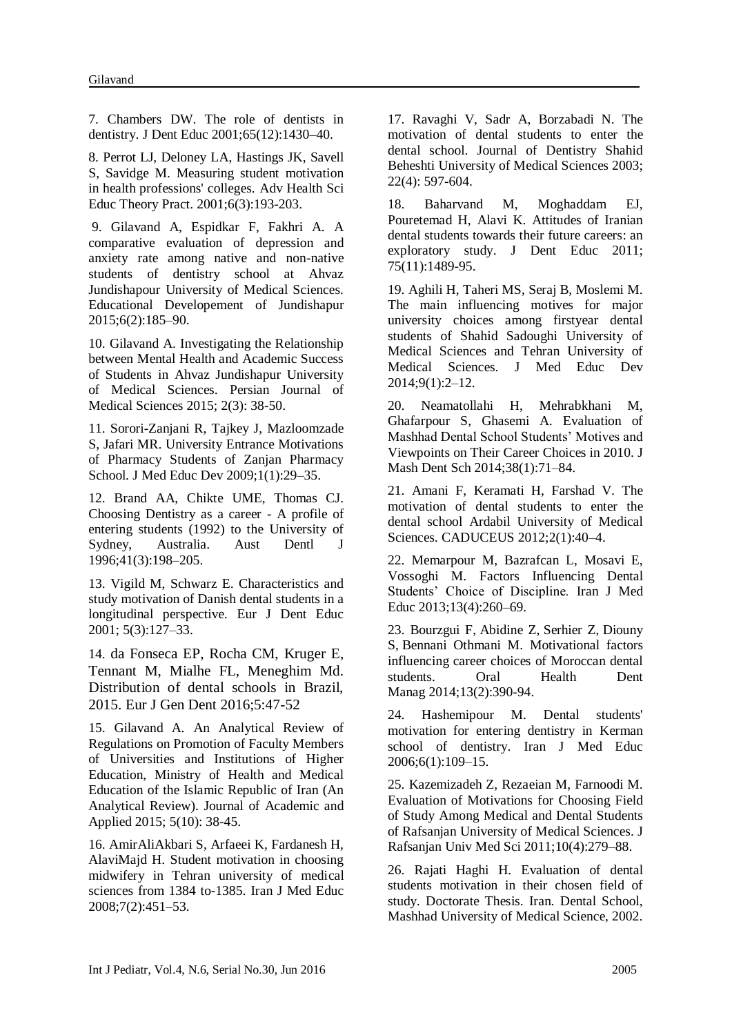7. Chambers DW. The role of dentists in dentistry. J Dent Educ 2001;65(12):1430–40.

8. Perrot LJ, Deloney LA, Hastings JK, Savell S, Savidge M. Measuring student motivation in health professions' colleges. Adv Health Sci Educ Theory Pract. 2001;6(3):193-203.

9. Gilavand A, Espidkar F, Fakhri A. A comparative evaluation of depression and anxiety rate among native and non-native students of dentistry school at Ahvaz Jundishapour University of Medical Sciences. Educational Developement of Jundishapur 2015;6(2):185–90.

10. Gilavand A. Investigating the Relationship between Mental Health and Academic Success of Students in Ahvaz Jundishapur University of Medical Sciences. Persian Journal of Medical Sciences 2015; 2(3): 38-50.

11. Sorori-Zanjani R, Tajkey J, Mazloomzade S, Jafari MR. University Entrance Motivations of Pharmacy Students of Zanjan Pharmacy School. J Med Educ Dev 2009;1(1):29–35.

12. Brand AA, Chikte UME, Thomas CJ. Choosing Dentistry as a career - A profile of entering students (1992) to the University of Sydney, Australia. Aust Dentl J 1996;41(3):198–205.

13. Vigild M, Schwarz E. Characteristics and study motivation of Danish dental students in a longitudinal perspective. Eur J Dent Educ 2001; 5(3):127–33.

14. da Fonseca EP, Rocha CM, Kruger E, Tennant M, Mialhe FL, Meneghim Md. Distribution of dental schools in Brazil, 2015. Eur J Gen Dent 2016;5:47-52

15. Gilavand A. An Analytical Review of Regulations on Promotion of Faculty Members of Universities and Institutions of Higher Education, Ministry of Health and Medical Education of the Islamic Republic of Iran (An Analytical Review). Journal of Academic and Applied 2015; 5(10): 38-45.

16. AmirAliAkbari S, Arfaeei K, Fardanesh H, AlaviMajd H. Student motivation in choosing midwifery in Tehran university of medical sciences from 1384 to-1385. Iran J Med Educ 2008;7(2):451–53.

17. Ravaghi V, Sadr A, Borzabadi N. The motivation of dental students to enter the dental school. Journal of Dentistry Shahid Beheshti University of Medical Sciences 2003; 22(4): 597-604.

18. Baharvand M, Moghaddam EJ, Pouretemad H, Alavi K. Attitudes of Iranian dental students towards their future careers: an exploratory study. J Dent Educ 2011; 75(11):1489-95.

19. Aghili H, Taheri MS, Seraj B, Moslemi M. The main influencing motives for major university choices among firstyear dental students of Shahid Sadoughi University of Medical Sciences and Tehran University of Medical Sciences. J Med Educ Dev 2014;9(1):2–12.

20. Neamatollahi H, Mehrabkhani M, Ghafarpour S, Ghasemi A. Evaluation of Mashhad Dental School Students' Motives and Viewpoints on Their Career Choices in 2010. J Mash Dent Sch 2014;38(1):71–84.

21. Amani F, Keramati H, Farshad V. The motivation of dental students to enter the dental school Ardabil University of Medical Sciences. CADUCEUS 2012;2(1):40–4.

22. Memarpour M, Bazrafcan L, Mosavi E, Vossoghi M. Factors Influencing Dental Students' Choice of Discipline. Iran J Med Educ 2013;13(4):260–69.

23. Bourzgui F, Abidine Z, Serhier Z, Diouny S, Bennani Othmani M. Motivational factors influencing career choices of Moroccan dental students. Oral Health Dent Manag 2014;13(2):390-94.

24. Hashemipour M. Dental students' motivation for entering dentistry in Kerman school of dentistry. Iran J Med Educ 2006;6(1):109–15.

25. Kazemizadeh Z, Rezaeian M, Farnoodi M. Evaluation of Motivations for Choosing Field of Study Among Medical and Dental Students of Rafsanjan University of Medical Sciences. J Rafsanjan Univ Med Sci 2011;10(4):279–88.

26. Rajati Haghi H. Evaluation of dental students motivation in their chosen field of study. Doctorate Thesis. Iran. Dental School, Mashhad University of Medical Science, 2002.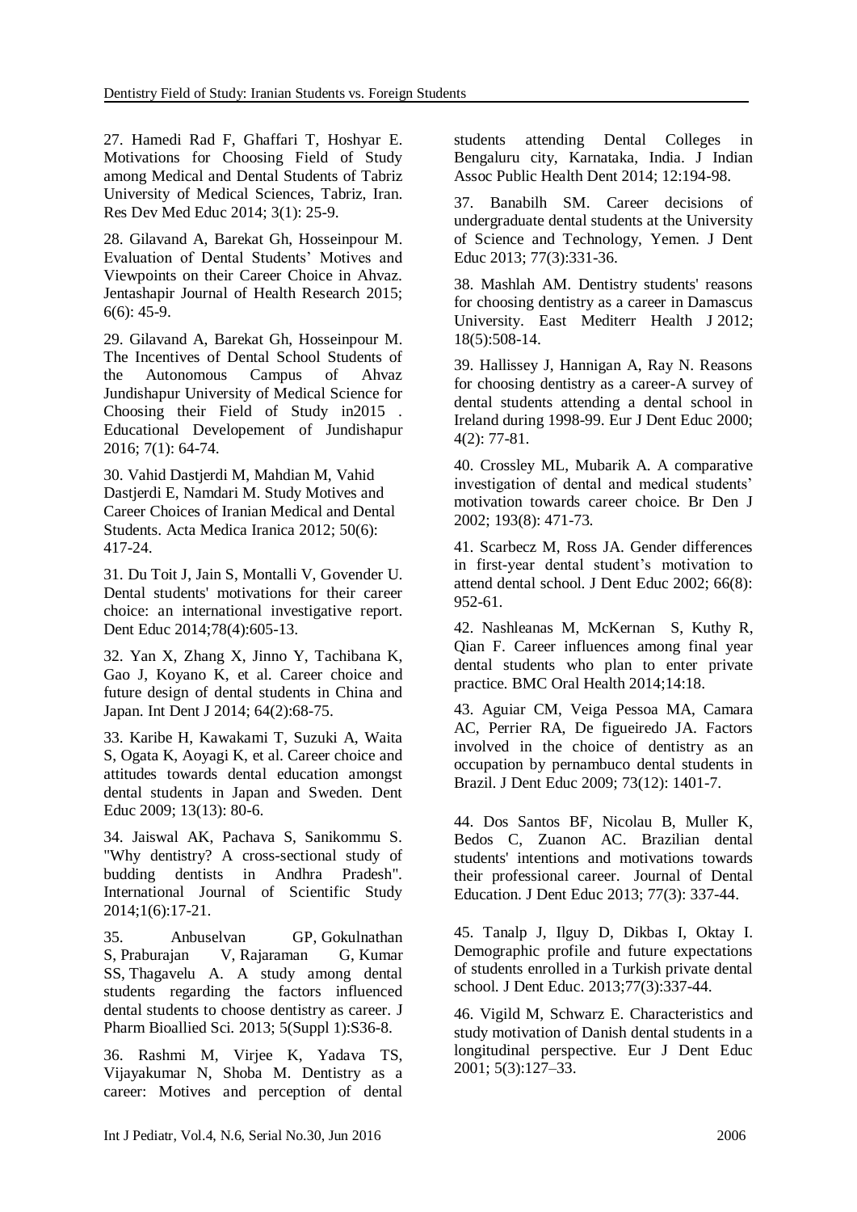27. Hamedi Rad F, Ghaffari T, Hoshyar E. Motivations for Choosing Field of Study among Medical and Dental Students of Tabriz University of Medical Sciences, Tabriz, Iran. Res Dev Med Educ 2014; 3(1): 25-9.

28. Gilavand A, Barekat Gh, Hosseinpour M. Evaluation of Dental Students' Motives and Viewpoints on their Career Choice in Ahvaz. Jentashapir Journal of Health Research 2015; 6(6): 45-9.

29. Gilavand A, Barekat Gh, Hosseinpour M. The Incentives of Dental School Students of the Autonomous Campus of Ahvaz Jundishapur University of Medical Science for Choosing their Field of Study in2015 . Educational Developement of Jundishapur 2016; 7(1): 64-74.

30. Vahid Dastjerdi M, Mahdian M, Vahid Dastjerdi E, Namdari M. Study Motives and Career Choices of Iranian Medical and Dental Students. Acta Medica Iranica 2012; 50(6): 417-24.

31. Du Toit J, Jain S, Montalli V, Govender U. Dental students' motivations for their career choice: an international investigative report. Dent Educ 2014;78(4):605-13.

32. Yan X, Zhang X, Jinno Y, Tachibana K, Gao J, Koyano K, et al. Career choice and future design of dental students in China and Japan. Int Dent J 2014; 64(2):68-75.

33. Karibe H, Kawakami T, Suzuki A, Waita S, Ogata K, Aoyagi K, et al. Career choice and attitudes towards dental education amongst dental students in Japan and Sweden. Dent Educ 2009; 13(13): 80-6.

34. Jaiswal AK, Pachava S, Sanikommu S. "Why dentistry? A cross-sectional study of budding dentists in Andhra Pradesh". International Journal of Scientific Study 2014;1(6):17-21.

35. Anbuselvan GP, Gokulnathan S, Praburajan V, Rajaraman G, Kumar SS, Thagavelu A. A study among dental students regarding the factors influenced dental students to choose dentistry as career. J Pharm Bioallied Sci. 2013; 5(Suppl 1):S36-8.

36. Rashmi M, Virjee K, Yadava TS, Vijayakumar N, Shoba M. Dentistry as a career: Motives and perception of dental students attending Dental Colleges in Bengaluru city, Karnataka, India. J Indian Assoc Public Health Dent 2014; 12:194-98.

37. Banabilh SM. Career decisions of undergraduate dental students at the University of Science and Technology, Yemen. J Dent Educ 2013; 77(3):331-36.

38. Mashlah AM. Dentistry students' reasons for choosing dentistry as a career in Damascus University. East Mediterr Health J 2012; 18(5):508-14.

39. Hallissey J, Hannigan A, Ray N. Reasons for choosing dentistry as a career-A survey of dental students attending a dental school in Ireland during 1998-99. Eur J Dent Educ 2000; 4(2): 77-81.

40. Crossley ML, Mubarik A. A comparative investigation of dental and medical students' motivation towards career choice. Br Den J 2002; 193(8): 471-73.

41. Scarbecz M, Ross JA. Gender differences in first-year dental student's motivation to attend dental school. J Dent Educ 2002; 66(8): 952-61.

42. Nashleanas M, McKernan S, Kuthy R, Qian F. Career influences among final year dental students who plan to enter private practice. BMC Oral Health 2014;14:18.

43. Aguiar CM, Veiga Pessoa MA, Camara AC, Perrier RA, De figueiredo JA. Factors involved in the choice of dentistry as an occupation by pernambuco dental students in Brazil. J Dent Educ 2009; 73(12): 1401-7.

44. Dos Santos BF, Nicolau B, Muller K, Bedos C, Zuanon AC. Brazilian dental students' intentions and motivations towards their professional career. Journal of Dental Education. J Dent Educ 2013; 77(3): 337-44.

45. Tanalp J, Ilguy D, Dikbas I, Oktay I. Demographic profile and future expectations of students enrolled in a Turkish private dental school. J Dent Educ. 2013;77(3):337-44.

46. Vigild M, Schwarz E. Characteristics and study motivation of Danish dental students in a longitudinal perspective. Eur J Dent Educ 2001; 5(3):127–33.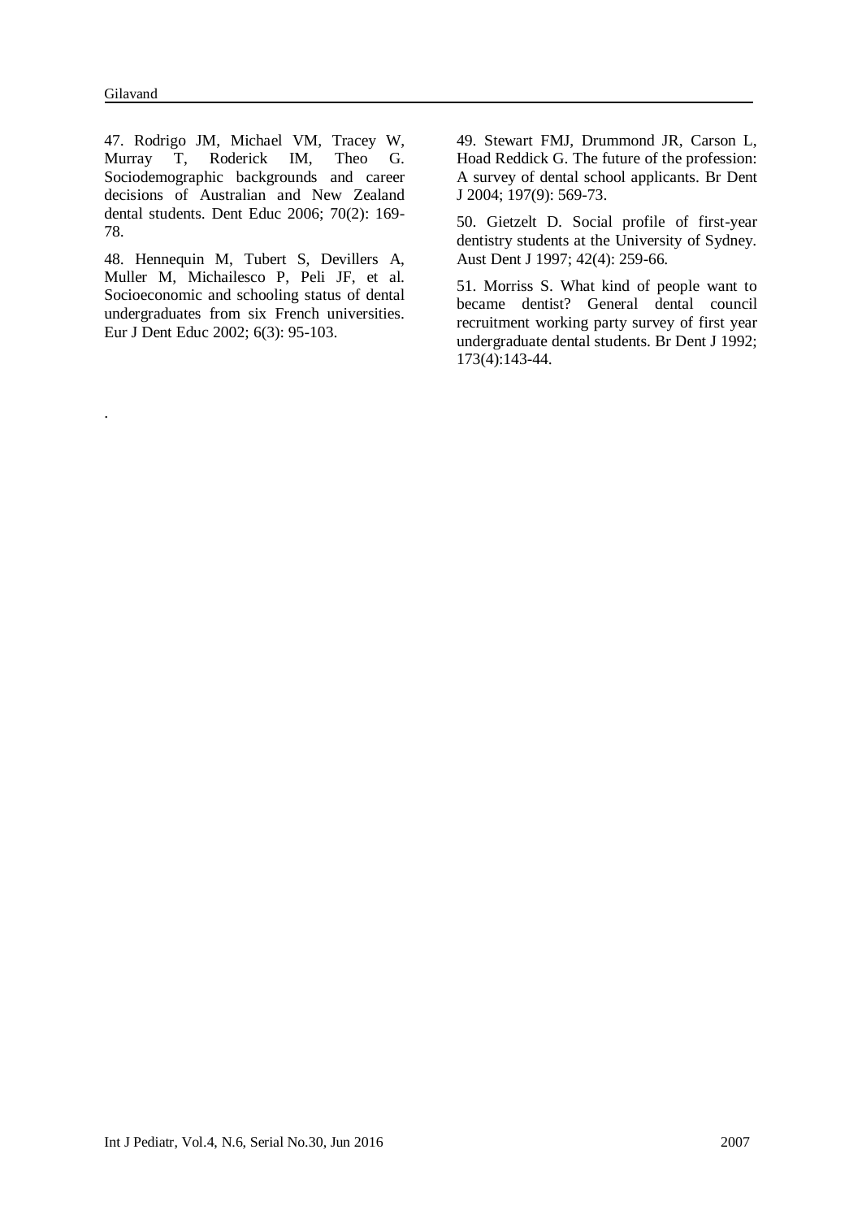47. Rodrigo JM, Michael VM, Tracey W, Murray T, Roderick IM, Theo G. Sociodemographic backgrounds and career decisions of Australian and New Zealand dental students. Dent Educ 2006; 70(2): 169-78.

48. Hennequin M, Tubert S, Devillers A, Muller M, Michailesco P, Peli JF, et al. Socioeconomic and schooling status of dental undergraduates from six French universities. Eur J Dent Educ 2002; 6(3): 95-103.

49. Stewart FMJ, Drummond JR, Carson L, Hoad Reddick G. The future of the profession: A survey of dental school applicants. Br Dent J 2004; 197(9): 569-73.

50. Gietzelt D. Social profile of first-year dentistry students at the University of Sydney. Aust Dent J 1997; 42(4): 259-66.

51. Morriss S. What kind of people want to became dentist? General dental council recruitment working party survey of first year undergraduate dental students. Br Dent J 1992; 173(4):143-44.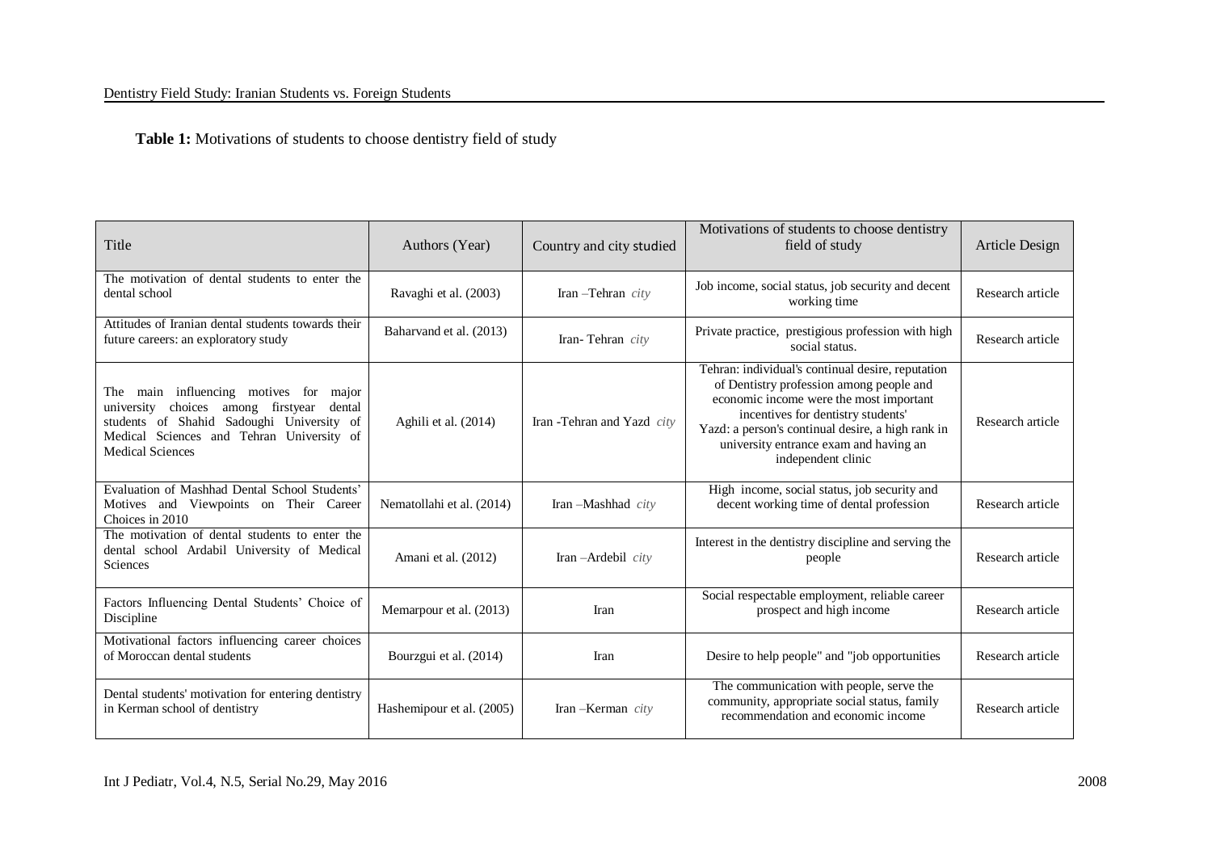**Table 1:** Motivations of students to choose dentistry field of study

| Title | Authors (Year) | Country and city studied | Motivations of students to choose dentistry field of study | Article Design |
|---|---|---|---|---|
| The motivation of dental students to enter the dental school | Ravaghi et al. (2003) | Iran –Tehran *city* | Job income, social status, job security and decent working time | Research article |
| Attitudes of Iranian dental students towards their future careers: an exploratory study | Baharvand et al. (2013) | Iran- Tehran *city* | Private practice, prestigious profession with high social status. | Research article |
| The main influencing motives for major university choices among firstyear dental students of Shahid Sadoughi University of Medical Sciences and Tehran University of Medical Sciences | Aghili et al. (2014) | Iran -Tehran and Yazd *city* | Tehran: individual's continual desire, reputation of Dentistry profession among people and economic income were the most important incentives for dentistry students' Yazd: a person's continual desire, a high rank in university entrance exam and having an independent clinic | Research article |
| Evaluation of Mashhad Dental School Students' Motives and Viewpoints on Their Career Choices in 2010 | Nematollahi et al. (2014) | Iran –Mashhad *city* | High income, social status, job security and decent working time of dental profession | Research article |
| The motivation of dental students to enter the dental school Ardabil University of Medical Sciences | Amani et al. (2012) | Iran –Ardebil *city* | Interest in the dentistry discipline and serving the people | Research article |
| Factors Influencing Dental Students' Choice of Discipline | Memarpour et al. (2013) | Iran | Social respectable employment, reliable career prospect and high income | Research article |
| Motivational factors influencing career choices of Moroccan dental students | Bourzgui et al. (2014) | Iran | Desire to help people" and "job opportunities | Research article |
| Dental students' motivation for entering dentistry in Kerman school of dentistry | Hashemipour et al. (2005) | Iran –Kerman *city* | The communication with people, serve the community, appropriate social status, family recommendation and economic income | Research article |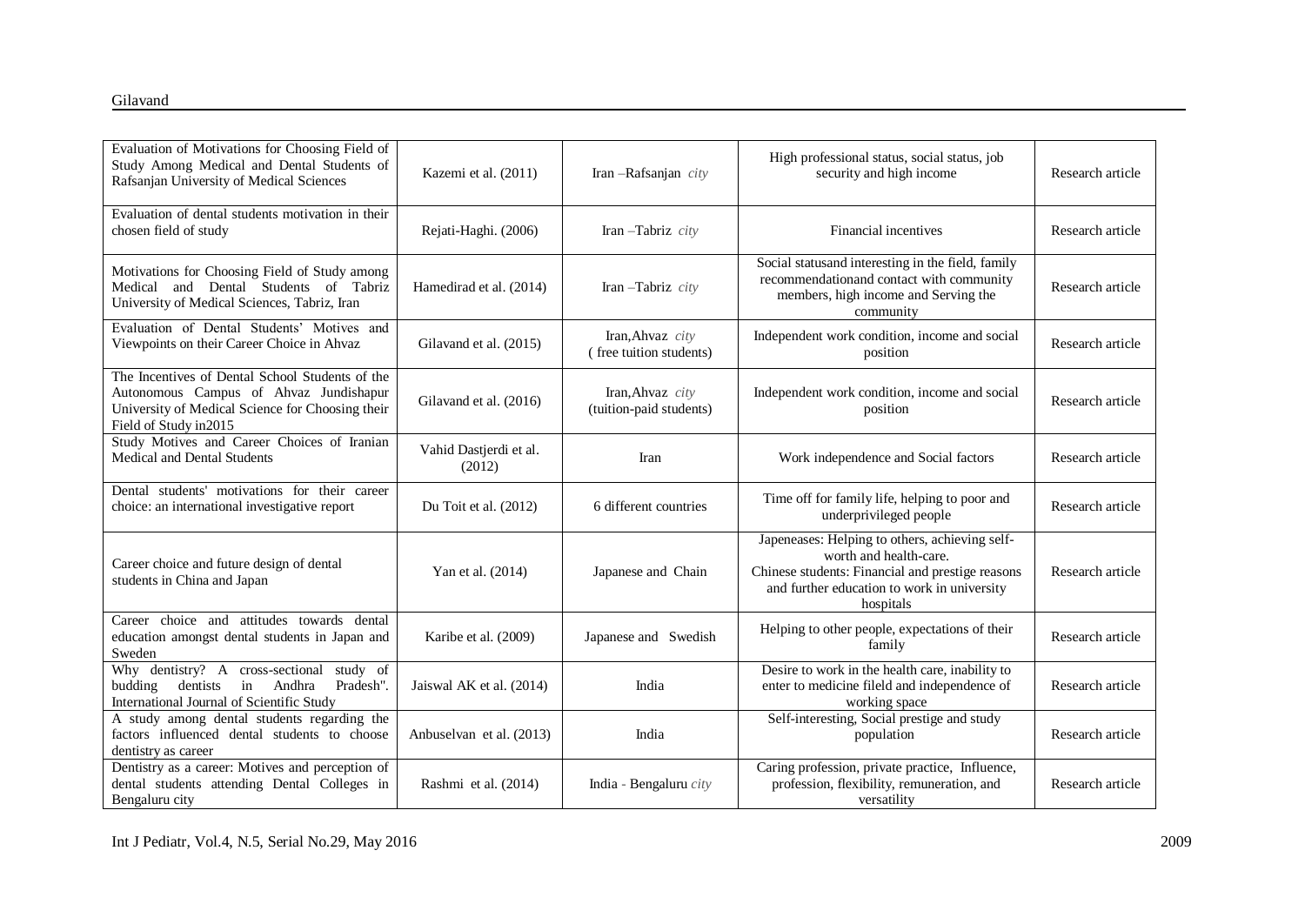| | | | | |
|---|---|---|---|---|
| Evaluation of Motivations for Choosing Field of Study Among Medical and Dental Students of Rafsanjan University of Medical Sciences | Kazemi et al. (2011) | Iran –Rafsanjan *city* | High professional status, social status, job security and high income | Research article |
| Evaluation of dental students motivation in their chosen field of study | Rejati-Haghi. (2006) | Iran –Tabriz *city* | Financial incentives | Research article |
| Motivations for Choosing Field of Study among Medical and Dental Students of Tabriz University of Medical Sciences, Tabriz, Iran | Hamedirad et al. (2014) | Iran –Tabriz *city* | Social statusand interesting in the field, family recommendationand contact with community members, high income and Serving the community | Research article |
| Evaluation of Dental Students' Motives and Viewpoints on their Career Choice in Ahvaz | Gilavand et al. (2015) | Iran,Ahvaz *city* ( free tuition students) | Independent work condition, income and social position | Research article |
| The Incentives of Dental School Students of the Autonomous Campus of Ahvaz Jundishapur University of Medical Science for Choosing their Field of Study in2015 | Gilavand et al. (2016) | Iran,Ahvaz *city* (tuition-paid students) | Independent work condition, income and social position | Research article |
| Study Motives and Career Choices of Iranian Medical and Dental Students | Vahid Dastjerdi et al. (2012) | Iran | Work independence and Social factors | Research article |
| Dental students' motivations for their career choice: an international investigative report | Du Toit et al. (2012) | 6 different countries | Time off for family life, helping to poor and underprivileged people | Research article |
| Career choice and future design of dental students in China and Japan | Yan et al. (2014) | Japanese and Chain | Japeneases: Helping to others, achieving self-worth and health-care. Chinese students: Financial and prestige reasons and further education to work in university hospitals | Research article |
| Career choice and attitudes towards dental education amongst dental students in Japan and Sweden | Karibe et al. (2009) | Japanese and Swedish | Helping to other people, expectations of their family | Research article |
| Why dentistry? A cross-sectional study of budding dentists in Andhra Pradesh". International Journal of Scientific Study | Jaiswal AK et al. (2014) | India | Desire to work in the health care, inability to enter to medicine fileld and independence of working space | Research article |
| A study among dental students regarding the factors influenced dental students to choose dentistry as career | Anbuselvan et al. (2013) | India | Self-interesting, Social prestige and study population | Research article |
| Dentistry as a career: Motives and perception of dental students attending Dental Colleges in Bengaluru city | Rashmi et al. (2014) | India - Bengaluru *city* | Caring profession, private practice, Influence, profession, flexibility, remuneration, and versatility | Research article |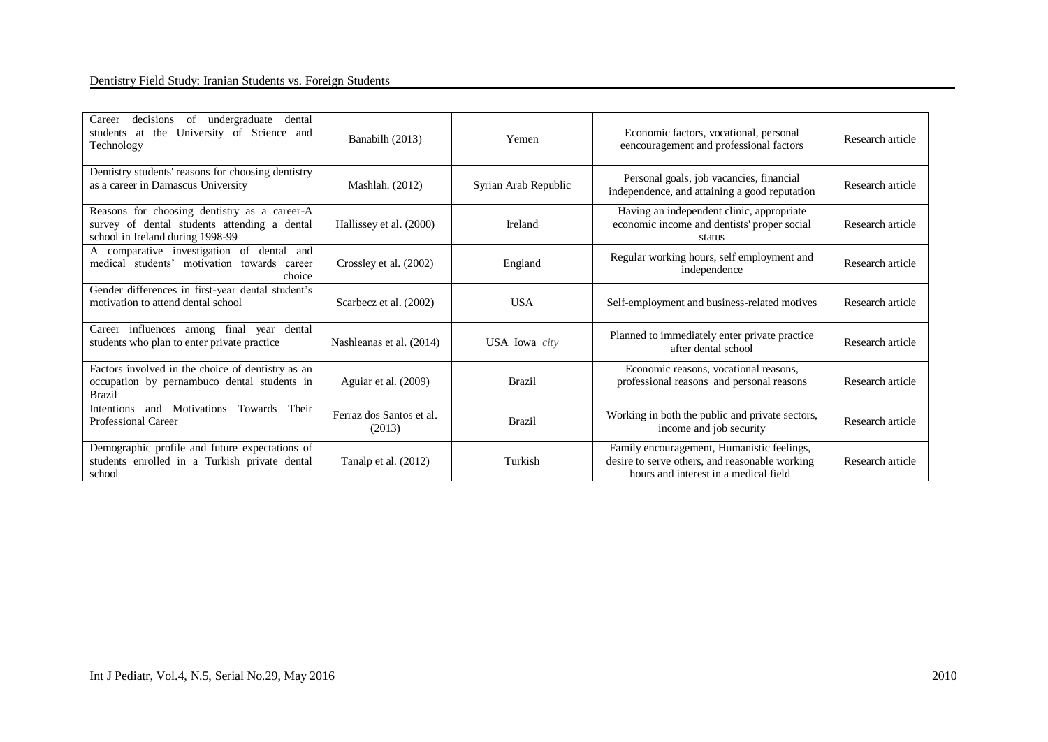| | | | | |
|---|---|---|---|---|
| Career decisions of undergraduate dental students at the University of Science and Technology | Banabilh (2013) | Yemen | Economic factors, vocational, personal eencouragement and professional factors | Research article |
| Dentistry students' reasons for choosing dentistry as a career in Damascus University | Mashlah. (2012) | Syrian Arab Republic | Personal goals, job vacancies, financial independence, and attaining a good reputation | Research article |
| Reasons for choosing dentistry as a career-A survey of dental students attending a dental school in Ireland during 1998-99 | Hallissey et al. (2000) | Ireland | Having an independent clinic, appropriate economic income and dentists' proper social status | Research article |
| A comparative investigation of dental and medical students' motivation towards career choice | Crossley et al. (2002) | England | Regular working hours, self employment and independence | Research article |
| Gender differences in first-year dental student's motivation to attend dental school | Scarbecz et al. (2002) | USA | Self-employment and business-related motives | Research article |
| Career influences among final year dental students who plan to enter private practice | Nashleanas et al. (2014) | USA Iowa *city* | Planned to immediately enter private practice after dental school | Research article |
| Factors involved in the choice of dentistry as an occupation by pernambuco dental students in Brazil | Aguiar et al. (2009) | Brazil | Economic reasons, vocational reasons, professional reasons and personal reasons | Research article |
| Intentions and Motivations Towards Their Professional Career | Ferraz dos Santos et al. (2013) | Brazil | Working in both the public and private sectors, income and job security | Research article |
| Demographic profile and future expectations of students enrolled in a Turkish private dental school | Tanalp et al. (2012) | Turkish | Family encouragement, Humanistic feelings, desire to serve others, and reasonable working hours and interest in a medical field | Research article |